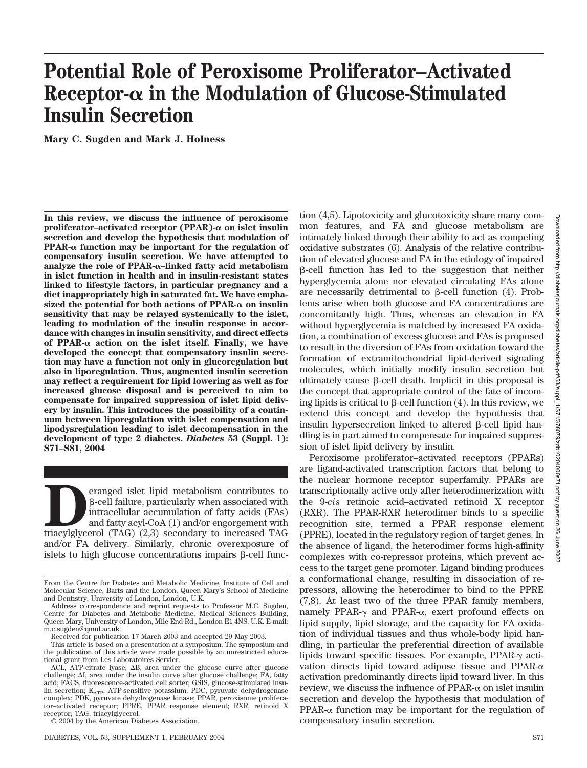# Potential Role of Peroxisome Proliferator–Activated Receptor-α in the Modulation of Glucose-Stimulated Insulin Secretion

**Mary C. Sugden and Mark J. Holness**

**In this review, we discuss the influence of peroxisome proliferator–activated receptor (PPAR)-α on islet insulin secretion and develop the hypothesis that modulation of PPAR-α function may be important for the regulation of compensatory insulin secretion. We have attempted to analyze the role of PPAR-α–linked fatty acid metabolism in islet function in health and in insulin-resistant states linked to lifestyle factors, in particular pregnancy and a diet inappropriately high in saturated fat. We have emphasized the potential for both actions of PPAR-α on insulin sensitivity that may be relayed systemically to the islet, leading to modulation of the insulin response in accordance with changes in insulin sensitivity, and direct effects of PPAR-α action on the islet itself. Finally, we have developed the concept that compensatory insulin secretion may have a function not only in glucoregulation but also in liporegulation. Thus, augmented insulin secretion may reflect a requirement for lipid lowering as well as for increased glucose disposal and is perceived to aim to compensate for impaired suppression of islet lipid delivery by insulin. This introduces the possibility of a continuum between liporegulation with islet compensation and lipodysregulation leading to islet decompensation in the development of type 2 diabetes.** ***Diabetes*** **53 (Suppl. 1): S71–S81, 2004**

Deranged islet lipid metabolism contributes to β-cell failure, particularly when associated with intracellular accumulation of fatty acids (FAs) and fatty acyl-CoA (1) and/or engorgement with triacylglycerol (TAG) (2,3) secondary to increased TAG and/or FA delivery. Similarly, chronic overexposure of islets to high glucose concentrations impairs β-cell function (4,5). Lipotoxicity and glucotoxicity share many common features, and FA and glucose metabolism are intimately linked through their ability to act as competing oxidative substrates (6). Analysis of the relative contribution of elevated glucose and FA in the etiology of impaired β-cell function has led to the suggestion that neither hyperglycemia alone nor elevated circulating FAs alone are necessarily detrimental to β-cell function (4). Problems arise when both glucose and FA concentrations are concomitantly high. Thus, whereas an elevation in FA without hyperglycemia is matched by increased FA oxidation, a combination of excess glucose and FAs is proposed to result in the diversion of FAs from oxidation toward the formation of extramitochondrial lipid-derived signaling molecules, which initially modify insulin secretion but ultimately cause β-cell death. Implicit in this proposal is the concept that appropriate control of the fate of incoming lipids is critical to β-cell function (4). In this review, we extend this concept and develop the hypothesis that insulin hypersecretion linked to altered β-cell lipid handling is in part aimed to compensate for impaired suppression of islet lipid delivery by insulin.

Peroxisome proliferator–activated receptors (PPARs) are ligand-activated transcription factors that belong to the nuclear hormone receptor superfamily. PPARs are transcriptionally active only after heterodimerization with the 9-*cis* retinoic acid–activated retinoid X receptor (RXR). The PPAR-RXR heterodimer binds to a specific recognition site, termed a PPAR response element (PPRE), located in the regulatory region of target genes. In the absence of ligand, the heterodimer forms high-affinity complexes with co-repressor proteins, which prevent access to the target gene promoter. Ligand binding produces a conformational change, resulting in dissociation of repressors, allowing the heterodimer to bind to the PPRE (7,8). At least two of the three PPAR family members, namely PPAR-γ and PPAR-α, exert profound effects on lipid supply, lipid storage, and the capacity for FA oxidation of individual tissues and thus whole-body lipid handling, in particular the preferential direction of available lipids toward specific tissues. For example, PPAR-γ activation directs lipid toward adipose tissue and PPAR-α activation predominantly directs lipid toward liver. In this review, we discuss the influence of PPAR-α on islet insulin secretion and develop the hypothesis that modulation of PPAR-α function may be important for the regulation of compensatory insulin secretion.

From the Centre for Diabetes and Metabolic Medicine, Institute of Cell and Molecular Science, Barts and the London, Queen Mary's School of Medicine and Dentistry, University of London, London, U.K.

Address correspondence and reprint requests to Professor M.C. Sugden, Centre for Diabetes and Metabolic Medicine, Medical Sciences Building, Queen Mary, University of London, Mile End Rd., London E1 4NS, U.K. E-mail: m.c.sugden@qmul.ac.uk.

Received for publication 17 March 2003 and accepted 29 May 2003.

This article is based on a presentation at a symposium. The symposium and the publication of this article were made possible by an unrestricted educational grant from Les Laboratoires Servier.

ACL, ATP-citrate lyase; ΔB, area under the glucose curve after glucose challenge; ΔI, area under the insulin curve after glucose challenge; FA, fatty acid; FACS, fluorescence-activated cell sorter; GSIS, glucose-stimulated insulin secretion; $K_{ATP}$, ATP-sensitive potassium; PDC, pyruvate dehydrogenase complex; PDK, pyruvate dehydrogenase kinase; PPAR, peroxisome proliferator–activated receptor; PPRE, PPAR response element; RXR, retinoid X receptor; TAG, triacylglycerol.

© 2004 by the American Diabetes Association.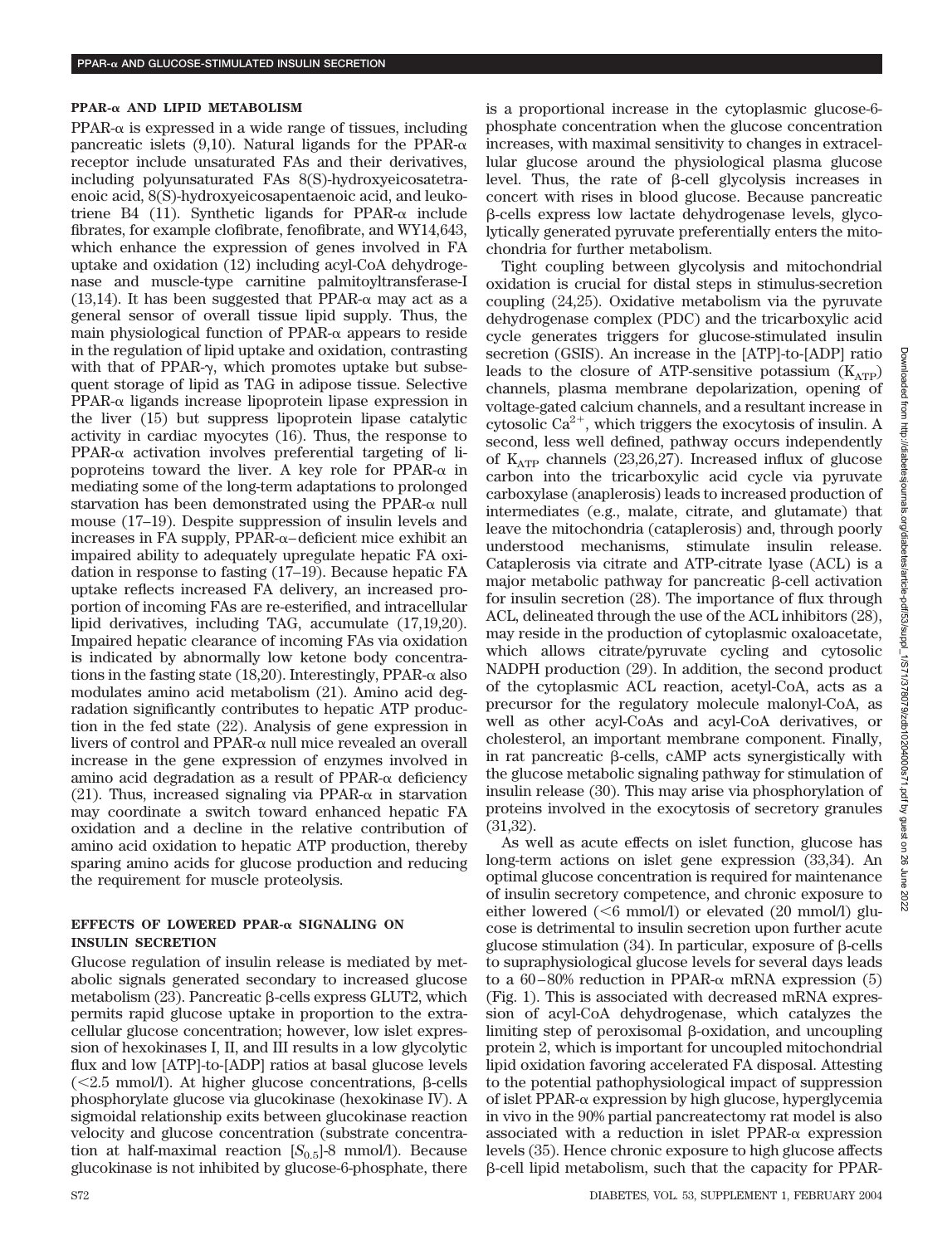### PPAR-α AND LIPID METABOLISM

PPAR-α is expressed in a wide range of tissues, including pancreatic islets (9,10). Natural ligands for the PPAR-α receptor include unsaturated FAs and their derivatives, including polyunsaturated FAs 8(S)-hydroxyeicosatetraenoic acid, 8(S)-hydroxyeicosapentaenoic acid, and leukotriene B4 (11). Synthetic ligands for PPAR-α include fibrates, for example clofibrate, fenofibrate, and WY14,643, which enhance the expression of genes involved in FA uptake and oxidation (12) including acyl-CoA dehydrogenase and muscle-type carnitine palmitoyltransferase-I (13,14). It has been suggested that PPAR-α may act as a general sensor of overall tissue lipid supply. Thus, the main physiological function of PPAR-α appears to reside in the regulation of lipid uptake and oxidation, contrasting with that of PPAR-γ, which promotes uptake but subsequent storage of lipid as TAG in adipose tissue. Selective PPAR-α ligands increase lipoprotein lipase expression in the liver (15) but suppress lipoprotein lipase catalytic activity in cardiac myocytes (16). Thus, the response to PPAR-α activation involves preferential targeting of lipoproteins toward the liver. A key role for PPAR-α in mediating some of the long-term adaptations to prolonged starvation has been demonstrated using the PPAR-α null mouse (17–19). Despite suppression of insulin levels and increases in FA supply, PPAR-α–deficient mice exhibit an impaired ability to adequately upregulate hepatic FA oxidation in response to fasting (17–19). Because hepatic FA uptake reflects increased FA delivery, an increased proportion of incoming FAs are re-esterified, and intracellular lipid derivatives, including TAG, accumulate (17,19,20). Impaired hepatic clearance of incoming FAs via oxidation is indicated by abnormally low ketone body concentrations in the fasting state (18,20). Interestingly, PPAR-α also modulates amino acid metabolism (21). Amino acid degradation significantly contributes to hepatic ATP production in the fed state (22). Analysis of gene expression in livers of control and PPAR-α null mice revealed an overall increase in the gene expression of enzymes involved in amino acid degradation as a result of PPAR-α deficiency (21). Thus, increased signaling via PPAR-α in starvation may coordinate a switch toward enhanced hepatic FA oxidation and a decline in the relative contribution of amino acid oxidation to hepatic ATP production, thereby sparing amino acids for glucose production and reducing the requirement for muscle proteolysis.

### EFFECTS OF LOWERED PPAR-α SIGNALING ON INSULIN SECRETION

Glucose regulation of insulin release is mediated by metabolic signals generated secondary to increased glucose metabolism (23). Pancreatic β-cells express GLUT2, which permits rapid glucose uptake in proportion to the extracellular glucose concentration; however, low islet expression of hexokinases I, II, and III results in a low glycolytic flux and low [ATP]-to-[ADP] ratios at basal glucose levels (<2.5 mmol/l). At higher glucose concentrations, β-cells phosphorylate glucose via glucokinase (hexokinase IV). A sigmoidal relationship exits between glucokinase reaction velocity and glucose concentration (substrate concentration at half-maximal reaction [$S_{0.5}$]-8 mmol/l). Because glucokinase is not inhibited by glucose-6-phosphate, there is a proportional increase in the cytoplasmic glucose-6-phosphate concentration when the glucose concentration increases, with maximal sensitivity to changes in extracellular glucose around the physiological plasma glucose level. Thus, the rate of β-cell glycolysis increases in concert with rises in blood glucose. Because pancreatic β-cells express low lactate dehydrogenase levels, glycolytically generated pyruvate preferentially enters the mitochondria for further metabolism.

Tight coupling between glycolysis and mitochondrial oxidation is crucial for distal steps in stimulus-secretion coupling (24,25). Oxidative metabolism via the pyruvate dehydrogenase complex (PDC) and the tricarboxylic acid cycle generates triggers for glucose-stimulated insulin secretion (GSIS). An increase in the [ATP]-to-[ADP] ratio leads to the closure of ATP-sensitive potassium ($K_{ATP}$) channels, plasma membrane depolarization, opening of voltage-gated calcium channels, and a resultant increase in cytosolic $Ca^{2+}$, which triggers the exocytosis of insulin. A second, less well defined, pathway occurs independently of $K_{ATP}$ channels (23,26,27). Increased influx of glucose carbon into the tricarboxylic acid cycle via pyruvate carboxylase (anaplerosis) leads to increased production of intermediates (e.g., malate, citrate, and glutamate) that leave the mitochondria (cataplerosis) and, through poorly understood mechanisms, stimulate insulin release. Cataplerosis via citrate and ATP-citrate lyase (ACL) is a major metabolic pathway for pancreatic β-cell activation for insulin secretion (28). The importance of flux through ACL, delineated through the use of the ACL inhibitors (28), may reside in the production of cytoplasmic oxaloacetate, which allows citrate/pyruvate cycling and cytosolic NADPH production (29). In addition, the second product of the cytoplasmic ACL reaction, acetyl-CoA, acts as a precursor for the regulatory molecule malonyl-CoA, as well as other acyl-CoAs and acyl-CoA derivatives, or cholesterol, an important membrane component. Finally, in rat pancreatic β-cells, cAMP acts synergistically with the glucose metabolic signaling pathway for stimulation of insulin release (30). This may arise via phosphorylation of proteins involved in the exocytosis of secretory granules (31,32).

As well as acute effects on islet function, glucose has long-term actions on islet gene expression (33,34). An optimal glucose concentration is required for maintenance of insulin secretory competence, and chronic exposure to either lowered (<6 mmol/l) or elevated (20 mmol/l) glucose is detrimental to insulin secretion upon further acute glucose stimulation (34). In particular, exposure of β-cells to supraphysiological glucose levels for several days leads to a 60–80% reduction in PPAR-α mRNA expression (5) (Fig. 1). This is associated with decreased mRNA expression of acyl-CoA dehydrogenase, which catalyzes the limiting step of peroxisomal β-oxidation, and uncoupling protein 2, which is important for uncoupled mitochondrial lipid oxidation favoring accelerated FA disposal. Attesting to the potential pathophysiological impact of suppression of islet PPAR-α expression by high glucose, hyperglycemia in vivo in the 90% partial pancreatectomy rat model is also associated with a reduction in islet PPAR-α expression levels (35). Hence chronic exposure to high glucose affects β-cell lipid metabolism, such that the capacity for PPAR-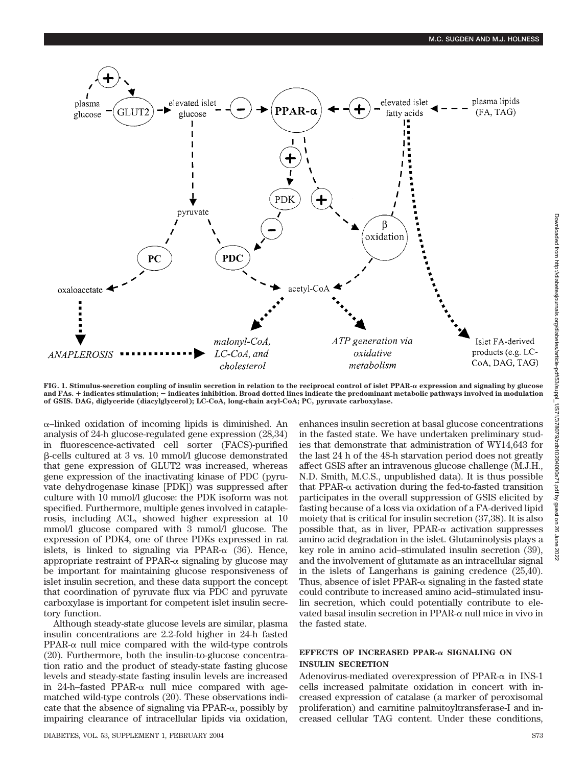FIG. 1. Stimulus-secretion coupling of insulin secretion in relation to the reciprocal control of islet PPAR-α expression and signaling by glucose and FAs. + indicates stimulation; − indicates inhibition. Broad dotted lines indicate the predominant metabolic pathways involved in modulation of GSIS. DAG, diglyceride (diacylglycerol); LC-CoA, long-chain acyl-CoA; PC, pyruvate carboxylase.

α–linked oxidation of incoming lipids is diminished. An analysis of 24-h glucose-regulated gene expression (28,34) in fluorescence-activated cell sorter (FACS)-purified β-cells cultured at 3 vs. 10 mmol/l glucose demonstrated that gene expression of GLUT2 was increased, whereas gene expression of the inactivating kinase of PDC (pyruvate dehydrogenase kinase [PDK]) was suppressed after culture with 10 mmol/l glucose: the PDK isoform was not specified. Furthermore, multiple genes involved in cataplerosis, including ACL, showed higher expression at 10 mmol/l glucose compared with 3 mmol/l glucose. The expression of PDK4, one of three PDKs expressed in rat islets, is linked to signaling via PPAR-α (36). Hence, appropriate restraint of PPAR-α signaling by glucose may be important for maintaining glucose responsiveness of islet insulin secretion, and these data support the concept that coordination of pyruvate flux via PDC and pyruvate carboxylase is important for competent islet insulin secretory function.

Although steady-state glucose levels are similar, plasma insulin concentrations are 2.2-fold higher in 24-h fasted PPAR-α null mice compared with the wild-type controls (20). Furthermore, both the insulin-to-glucose concentration ratio and the product of steady-state fasting glucose levels and steady-state fasting insulin levels are increased in 24-h–fasted PPAR-α null mice compared with age-matched wild-type controls (20). These observations indicate that the absence of signaling via PPAR-α, possibly by impairing clearance of intracellular lipids via oxidation, enhances insulin secretion at basal glucose concentrations in the fasted state. We have undertaken preliminary studies that demonstrate that administration of WY14,643 for the last 24 h of the 48-h starvation period does not greatly affect GSIS after an intravenous glucose challenge (M.J.H., N.D. Smith, M.C.S., unpublished data). It is thus possible that PPAR-α activation during the fed-to-fasted transition participates in the overall suppression of GSIS elicited by fasting because of a loss via oxidation of a FA-derived lipid moiety that is critical for insulin secretion (37,38). It is also possible that, as in liver, PPAR-α activation suppresses amino acid degradation in the islet. Glutaminolysis plays a key role in amino acid–stimulated insulin secretion (39), and the involvement of glutamate as an intracellular signal in the islets of Langerhans is gaining credence (25,40). Thus, absence of islet PPAR-α signaling in the fasted state could contribute to increased amino acid–stimulated insulin secretion, which could potentially contribute to elevated basal insulin secretion in PPAR-α null mice in vivo in the fasted state.

## EFFECTS OF INCREASED PPAR-α SIGNALING ON INSULIN SECRETION

Adenovirus-mediated overexpression of PPAR-α in INS-1 cells increased palmitate oxidation in concert with increased expression of catalase (a marker of peroxisomal proliferation) and carnitine palmitoyltransferase-I and increased cellular TAG content. Under these conditions,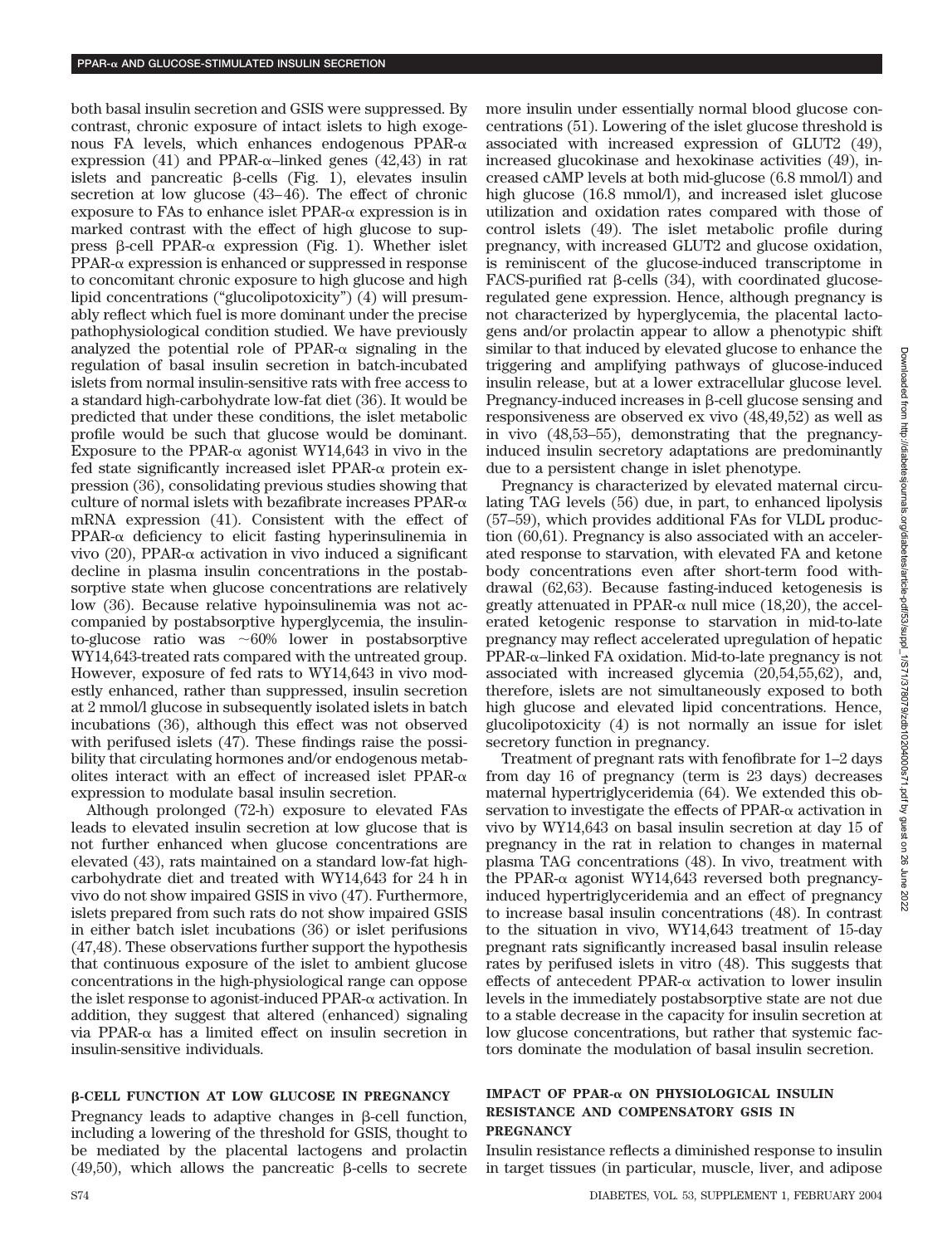both basal insulin secretion and GSIS were suppressed. By contrast, chronic exposure of intact islets to high exogenous FA levels, which enhances endogenous PPAR-α expression (41) and PPAR-α–linked genes (42,43) in rat islets and pancreatic β-cells (Fig. 1), elevates insulin secretion at low glucose (43–46). The effect of chronic exposure to FAs to enhance islet PPAR-α expression is in marked contrast with the effect of high glucose to suppress β-cell PPAR-α expression (Fig. 1). Whether islet PPAR-α expression is enhanced or suppressed in response to concomitant chronic exposure to high glucose and high lipid concentrations ("glucolipotoxicity") (4) will presumably reflect which fuel is more dominant under the precise pathophysiological condition studied. We have previously analyzed the potential role of PPAR-α signaling in the regulation of basal insulin secretion in batch-incubated islets from normal insulin-sensitive rats with free access to a standard high-carbohydrate low-fat diet (36). It would be predicted that under these conditions, the islet metabolic profile would be such that glucose would be dominant. Exposure to the PPAR-α agonist WY14,643 in vivo in the fed state significantly increased islet PPAR-α protein expression (36), consolidating previous studies showing that culture of normal islets with bezafibrate increases PPAR-α mRNA expression (41). Consistent with the effect of PPAR-α deficiency to elicit fasting hyperinsulinemia in vivo (20), PPAR-α activation in vivo induced a significant decline in plasma insulin concentrations in the postabsorptive state when glucose concentrations are relatively low (36). Because relative hypoinsulinemia was not accompanied by postabsorptive hyperglycemia, the insulin-to-glucose ratio was ~60% lower in postabsorptive WY14,643-treated rats compared with the untreated group. However, exposure of fed rats to WY14,643 in vivo modestly enhanced, rather than suppressed, insulin secretion at 2 mmol/l glucose in subsequently isolated islets in batch incubations (36), although this effect was not observed with perifused islets (47). These findings raise the possibility that circulating hormones and/or endogenous metabolites interact with an effect of increased islet PPAR-α expression to modulate basal insulin secretion.

Although prolonged (72-h) exposure to elevated FAs leads to elevated insulin secretion at low glucose that is not further enhanced when glucose concentrations are elevated (43), rats maintained on a standard low-fat high-carbohydrate diet and treated with WY14,643 for 24 h in vivo do not show impaired GSIS in vivo (47). Furthermore, islets prepared from such rats do not show impaired GSIS in either batch islet incubations (36) or islet perifusions (47,48). These observations further support the hypothesis that continuous exposure of the islet to ambient glucose concentrations in the high-physiological range can oppose the islet response to agonist-induced PPAR-α activation. In addition, they suggest that altered (enhanced) signaling via PPAR-α has a limited effect on insulin secretion in insulin-sensitive individuals.

## β-CELL FUNCTION AT LOW GLUCOSE IN PREGNANCY

Pregnancy leads to adaptive changes in β-cell function, including a lowering of the threshold for GSIS, thought to be mediated by the placental lactogens and prolactin (49,50), which allows the pancreatic β-cells to secrete more insulin under essentially normal blood glucose concentrations (51). Lowering of the islet glucose threshold is associated with increased expression of GLUT2 (49), increased glucokinase and hexokinase activities (49), increased cAMP levels at both mid-glucose (6.8 mmol/l) and high glucose (16.8 mmol/l), and increased islet glucose utilization and oxidation rates compared with those of control islets (49). The islet metabolic profile during pregnancy, with increased GLUT2 and glucose oxidation, is reminiscent of the glucose-induced transcriptome in FACS-purified rat β-cells (34), with coordinated glucose-regulated gene expression. Hence, although pregnancy is not characterized by hyperglycemia, the placental lactogens and/or prolactin appear to allow a phenotypic shift similar to that induced by elevated glucose to enhance the triggering and amplifying pathways of glucose-induced insulin release, but at a lower extracellular glucose level. Pregnancy-induced increases in β-cell glucose sensing and responsiveness are observed ex vivo (48,49,52) as well as in vivo (48,53–55), demonstrating that the pregnancy-induced insulin secretory adaptations are predominantly due to a persistent change in islet phenotype.

Pregnancy is characterized by elevated maternal circulating TAG levels (56) due, in part, to enhanced lipolysis (57–59), which provides additional FAs for VLDL production (60,61). Pregnancy is also associated with an accelerated response to starvation, with elevated FA and ketone body concentrations even after short-term food withdrawal (62,63). Because fasting-induced ketogenesis is greatly attenuated in PPAR-α null mice (18,20), the accelerated ketogenic response to starvation in mid-to-late pregnancy may reflect accelerated upregulation of hepatic PPAR-α–linked FA oxidation. Mid-to-late pregnancy is not associated with increased glycemia (20,54,55,62), and, therefore, islets are not simultaneously exposed to both high glucose and elevated lipid concentrations. Hence, glucolipotoxicity (4) is not normally an issue for islet secretory function in pregnancy.

Treatment of pregnant rats with fenofibrate for 1–2 days from day 16 of pregnancy (term is 23 days) decreases maternal hypertriglyceridemia (64). We extended this observation to investigate the effects of PPAR-α activation in vivo by WY14,643 on basal insulin secretion at day 15 of pregnancy in the rat in relation to changes in maternal plasma TAG concentrations (48). In vivo, treatment with the PPAR-α agonist WY14,643 reversed both pregnancy-induced hypertriglyceridemia and an effect of pregnancy to increase basal insulin concentrations (48). In contrast to the situation in vivo, WY14,643 treatment of 15-day pregnant rats significantly increased basal insulin release rates by perifused islets in vitro (48). This suggests that effects of antecedent PPAR-α activation to lower insulin levels in the immediately postabsorptive state are not due to a stable decrease in the capacity for insulin secretion at low glucose concentrations, but rather that systemic factors dominate the modulation of basal insulin secretion.

## IMPACT OF PPAR-α ON PHYSIOLOGICAL INSULIN RESISTANCE AND COMPENSATORY GSIS IN PREGNANCY

Insulin resistance reflects a diminished response to insulin in target tissues (in particular, muscle, liver, and adipose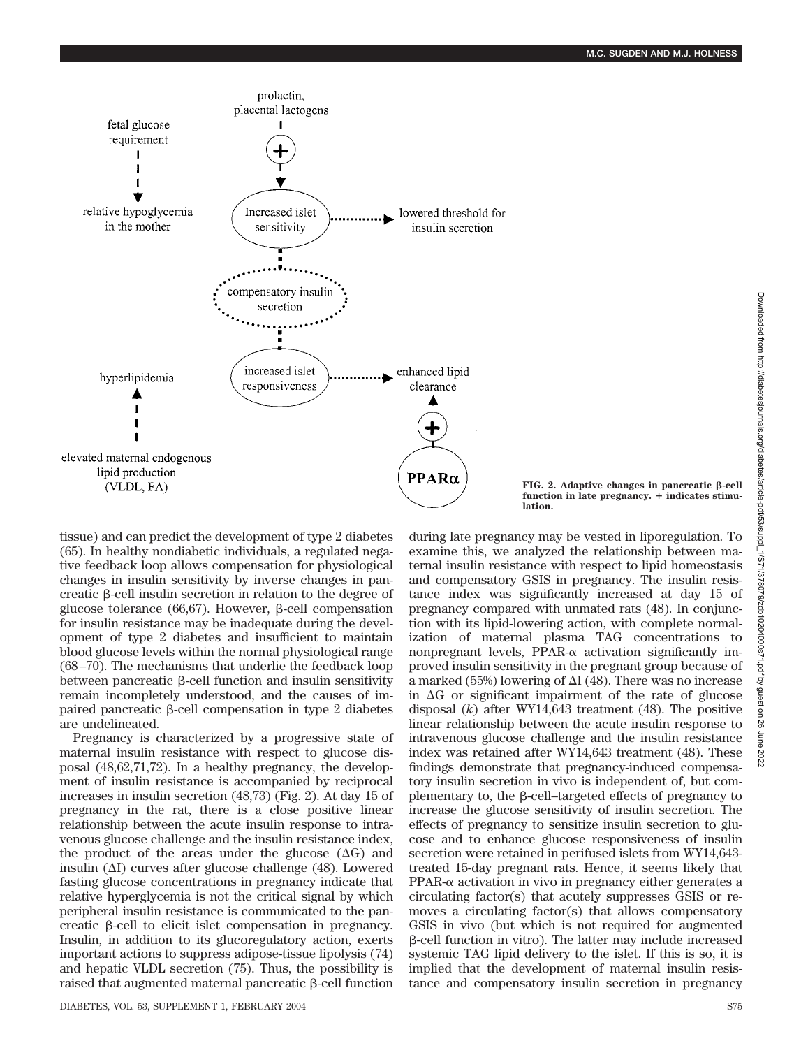FIG. 2. Adaptive changes in pancreatic β-cell function in late pregnancy. + indicates stimulation.

tissue) and can predict the development of type 2 diabetes (65). In healthy nondiabetic individuals, a regulated negative feedback loop allows compensation for physiological changes in insulin sensitivity by inverse changes in pancreatic β-cell insulin secretion in relation to the degree of glucose tolerance (66,67). However, β-cell compensation for insulin resistance may be inadequate during the development of type 2 diabetes and insufficient to maintain blood glucose levels within the normal physiological range (68–70). The mechanisms that underlie the feedback loop between pancreatic β-cell function and insulin sensitivity remain incompletely understood, and the causes of impaired pancreatic β-cell compensation in type 2 diabetes are undelineated.

Pregnancy is characterized by a progressive state of maternal insulin resistance with respect to glucose disposal (48,62,71,72). In a healthy pregnancy, the development of insulin resistance is accompanied by reciprocal increases in insulin secretion (48,73) (Fig. 2). At day 15 of pregnancy in the rat, there is a close positive linear relationship between the acute insulin response to intravenous glucose challenge and the insulin resistance index, the product of the areas under the glucose (ΔG) and insulin (ΔI) curves after glucose challenge (48). Lowered fasting glucose concentrations in pregnancy indicate that relative hyperglycemia is not the critical signal by which peripheral insulin resistance is communicated to the pancreatic β-cell to elicit islet compensation in pregnancy. Insulin, in addition to its glucoregulatory action, exerts important actions to suppress adipose-tissue lipolysis (74) and hepatic VLDL secretion (75). Thus, the possibility is raised that augmented maternal pancreatic β-cell function during late pregnancy may be vested in liporegulation. To examine this, we analyzed the relationship between maternal insulin resistance with respect to lipid homeostasis and compensatory GSIS in pregnancy. The insulin resistance index was significantly increased at day 15 of pregnancy compared with unmated rats (48). In conjunction with its lipid-lowering action, with complete normalization of maternal plasma TAG concentrations to nonpregnant levels, PPAR-α activation significantly improved insulin sensitivity in the pregnant group because of a marked (55%) lowering of ΔI (48). There was no increase in ΔG or significant impairment of the rate of glucose disposal ($k$) after WY14,643 treatment (48). The positive linear relationship between the acute insulin response to intravenous glucose challenge and the insulin resistance index was retained after WY14,643 treatment (48). These findings demonstrate that pregnancy-induced compensatory insulin secretion in vivo is independent of, but complementary to, the β-cell–targeted effects of pregnancy to increase the glucose sensitivity of insulin secretion. The effects of pregnancy to sensitize insulin secretion to glucose and to enhance glucose responsiveness of insulin secretion were retained in perifused islets from WY14,643-treated 15-day pregnant rats. Hence, it seems likely that PPAR-α activation in vivo in pregnancy either generates a circulating factor(s) that acutely suppresses GSIS or removes a circulating factor(s) that allows compensatory GSIS in vivo (but which is not required for augmented β-cell function in vitro). The latter may include increased systemic TAG lipid delivery to the islet. If this is so, it is implied that the development of maternal insulin resistance and compensatory insulin secretion in pregnancy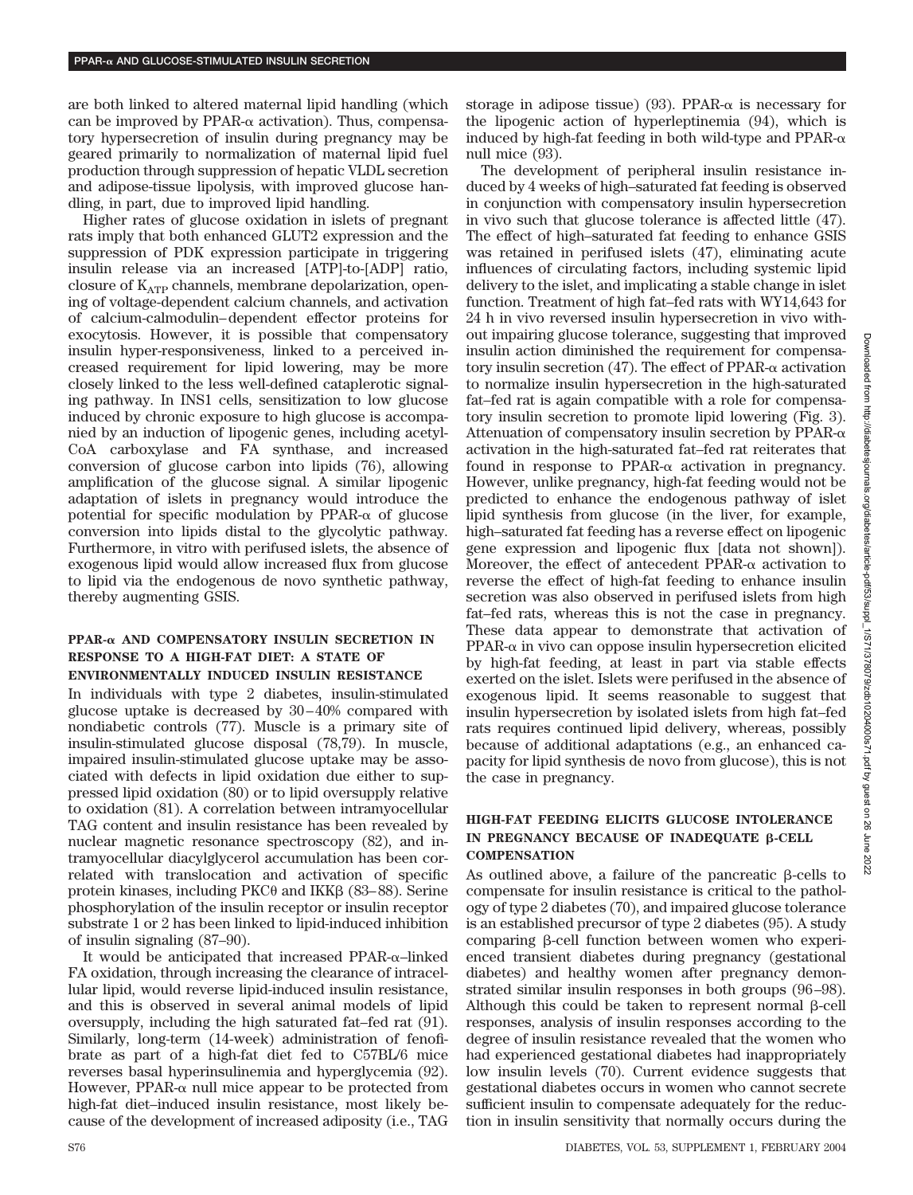are both linked to altered maternal lipid handling (which can be improved by PPAR-α activation). Thus, compensatory hypersecretion of insulin during pregnancy may be geared primarily to normalization of maternal lipid fuel production through suppression of hepatic VLDL secretion and adipose-tissue lipolysis, with improved glucose handling, in part, due to improved lipid handling.

Higher rates of glucose oxidation in islets of pregnant rats imply that both enhanced GLUT2 expression and the suppression of PDK expression participate in triggering insulin release via an increased [ATP]-to-[ADP] ratio, closure of $K_{ATP}$ channels, membrane depolarization, opening of voltage-dependent calcium channels, and activation of calcium-calmodulin–dependent effector proteins for exocytosis. However, it is possible that compensatory insulin hyper-responsiveness, linked to a perceived increased requirement for lipid lowering, may be more closely linked to the less well-defined cataplerotic signaling pathway. In INS1 cells, sensitization to low glucose induced by chronic exposure to high glucose is accompanied by an induction of lipogenic genes, including acetyl-CoA carboxylase and FA synthase, and increased conversion of glucose carbon into lipids (76), allowing amplification of the glucose signal. A similar lipogenic adaptation of islets in pregnancy would introduce the potential for specific modulation by PPAR-α of glucose conversion into lipids distal to the glycolytic pathway. Furthermore, in vitro with perifused islets, the absence of exogenous lipid would allow increased flux from glucose to lipid via the endogenous de novo synthetic pathway, thereby augmenting GSIS.

## PPAR-α AND COMPENSATORY INSULIN SECRETION IN RESPONSE TO A HIGH-FAT DIET: A STATE OF ENVIRONMENTALLY INDUCED INSULIN RESISTANCE

In individuals with type 2 diabetes, insulin-stimulated glucose uptake is decreased by 30–40% compared with nondiabetic controls (77). Muscle is a primary site of insulin-stimulated glucose disposal (78,79). In muscle, impaired insulin-stimulated glucose uptake may be associated with defects in lipid oxidation due either to suppressed lipid oxidation (80) or to lipid oversupply relative to oxidation (81). A correlation between intramyocellular TAG content and insulin resistance has been revealed by nuclear magnetic resonance spectroscopy (82), and intramyocellular diacylglycerol accumulation has been correlated with translocation and activation of specific protein kinases, including PKCθ and IKKβ (83–88). Serine phosphorylation of the insulin receptor or insulin receptor substrate 1 or 2 has been linked to lipid-induced inhibition of insulin signaling (87–90).

It would be anticipated that increased PPAR-α–linked FA oxidation, through increasing the clearance of intracellular lipid, would reverse lipid-induced insulin resistance, and this is observed in several animal models of lipid oversupply, including the high saturated fat–fed rat (91). Similarly, long-term (14-week) administration of fenofibrate as part of a high-fat diet fed to C57BL/6 mice reverses basal hyperinsulinemia and hyperglycemia (92). However, PPAR-α null mice appear to be protected from high-fat diet–induced insulin resistance, most likely because of the development of increased adiposity (i.e., TAG storage in adipose tissue) (93). PPAR-α is necessary for the lipogenic action of hyperleptinemia (94), which is induced by high-fat feeding in both wild-type and PPAR-α null mice (93).

The development of peripheral insulin resistance induced by 4 weeks of high–saturated fat feeding is observed in conjunction with compensatory insulin hypersecretion in vivo such that glucose tolerance is affected little (47). The effect of high–saturated fat feeding to enhance GSIS was retained in perifused islets (47), eliminating acute influences of circulating factors, including systemic lipid delivery to the islet, and implicating a stable change in islet function. Treatment of high fat–fed rats with WY14,643 for 24 h in vivo reversed insulin hypersecretion in vivo without impairing glucose tolerance, suggesting that improved insulin action diminished the requirement for compensatory insulin secretion (47). The effect of PPAR-α activation to normalize insulin hypersecretion in the high-saturated fat–fed rat is again compatible with a role for compensatory insulin secretion to promote lipid lowering (Fig. 3). Attenuation of compensatory insulin secretion by PPAR-α activation in the high-saturated fat–fed rat reiterates that found in response to PPAR-α activation in pregnancy. However, unlike pregnancy, high-fat feeding would not be predicted to enhance the endogenous pathway of islet lipid synthesis from glucose (in the liver, for example, high–saturated fat feeding has a reverse effect on lipogenic gene expression and lipogenic flux [data not shown]). Moreover, the effect of antecedent PPAR-α activation to reverse the effect of high-fat feeding to enhance insulin secretion was also observed in perifused islets from high fat–fed rats, whereas this is not the case in pregnancy. These data appear to demonstrate that activation of PPAR-α in vivo can oppose insulin hypersecretion elicited by high-fat feeding, at least in part via stable effects exerted on the islet. Islets were perifused in the absence of exogenous lipid. It seems reasonable to suggest that insulin hypersecretion by isolated islets from high fat–fed rats requires continued lipid delivery, whereas, possibly because of additional adaptations (e.g., an enhanced capacity for lipid synthesis de novo from glucose), this is not the case in pregnancy.

## HIGH-FAT FEEDING ELICITS GLUCOSE INTOLERANCE IN PREGNANCY BECAUSE OF INADEQUATE β-CELL COMPENSATION

As outlined above, a failure of the pancreatic β-cells to compensate for insulin resistance is critical to the pathology of type 2 diabetes (70), and impaired glucose tolerance is an established precursor of type 2 diabetes (95). A study comparing β-cell function between women who experienced transient diabetes during pregnancy (gestational diabetes) and healthy women after pregnancy demonstrated similar insulin responses in both groups (96–98). Although this could be taken to represent normal β-cell responses, analysis of insulin responses according to the degree of insulin resistance revealed that the women who had experienced gestational diabetes had inappropriately low insulin levels (70). Current evidence suggests that gestational diabetes occurs in women who cannot secrete sufficient insulin to compensate adequately for the reduction in insulin sensitivity that normally occurs during the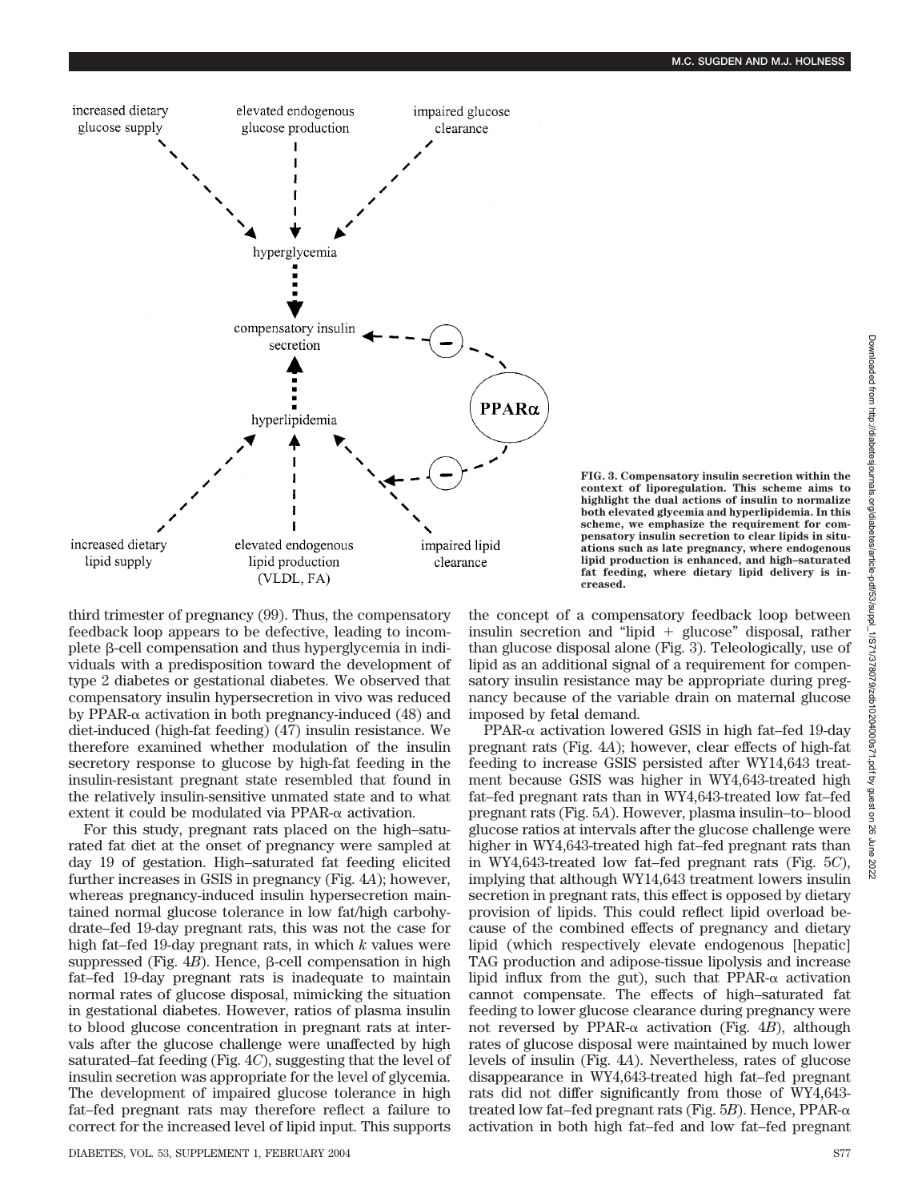FIG. 3. Compensatory insulin secretion within the context of liporegulation. This scheme aims to highlight the dual actions of insulin to normalize both elevated glycemia and hyperlipidemia. In this scheme, we emphasize the requirement for compensatory insulin secretion to clear lipids in situations such as late pregnancy, where endogenous lipid production is enhanced, and high–saturated fat feeding, where dietary lipid delivery is increased.

third trimester of pregnancy (99). Thus, the compensatory feedback loop appears to be defective, leading to incomplete β-cell compensation and thus hyperglycemia in individuals with a predisposition toward the development of type 2 diabetes or gestational diabetes. We observed that compensatory insulin hypersecretion in vivo was reduced by PPAR-α activation in both pregnancy-induced (48) and diet-induced (high-fat feeding) (47) insulin resistance. We therefore examined whether modulation of the insulin secretory response to glucose by high-fat feeding in the insulin-resistant pregnant state resembled that found in the relatively insulin-sensitive unmated state and to what extent it could be modulated via PPAR-α activation.

For this study, pregnant rats placed on the high–saturated fat diet at the onset of pregnancy were sampled at day 19 of gestation. High–saturated fat feeding elicited further increases in GSIS in pregnancy (Fig. 4*A*); however, whereas pregnancy-induced insulin hypersecretion maintained normal glucose tolerance in low fat/high carbohydrate–fed 19-day pregnant rats, this was not the case for high fat–fed 19-day pregnant rats, in which $k$ values were suppressed (Fig. 4*B*). Hence, β-cell compensation in high fat–fed 19-day pregnant rats is inadequate to maintain normal rates of glucose disposal, mimicking the situation in gestational diabetes. However, ratios of plasma insulin to blood glucose concentration in pregnant rats at intervals after the glucose challenge were unaffected by high saturated–fat feeding (Fig. 4*C*), suggesting that the level of insulin secretion was appropriate for the level of glycemia. The development of impaired glucose tolerance in high fat–fed pregnant rats may therefore reflect a failure to correct for the increased level of lipid input. This supports the concept of a compensatory feedback loop between insulin secretion and "lipid + glucose" disposal, rather than glucose disposal alone (Fig. 3). Teleologically, use of lipid as an additional signal of a requirement for compensatory insulin resistance may be appropriate during pregnancy because of the variable drain on maternal glucose imposed by fetal demand.

PPAR-α activation lowered GSIS in high fat–fed 19-day pregnant rats (Fig. 4*A*); however, clear effects of high-fat feeding to increase GSIS persisted after WY14,643 treatment because GSIS was higher in WY4,643-treated high fat–fed pregnant rats than in WY4,643-treated low fat–fed pregnant rats (Fig. 5*A*). However, plasma insulin–to–blood glucose ratios at intervals after the glucose challenge were higher in WY4,643-treated high fat–fed pregnant rats than in WY4,643-treated low fat–fed pregnant rats (Fig. 5*C*), implying that although WY14,643 treatment lowers insulin secretion in pregnant rats, this effect is opposed by dietary provision of lipids. This could reflect lipid overload because of the combined effects of pregnancy and dietary lipid (which respectively elevate endogenous [hepatic] TAG production and adipose-tissue lipolysis and increase lipid influx from the gut), such that PPAR-α activation cannot compensate. The effects of high–saturated fat feeding to lower glucose clearance during pregnancy were not reversed by PPAR-α activation (Fig. 4*B*), although rates of glucose disposal were maintained by much lower levels of insulin (Fig. 4*A*). Nevertheless, rates of glucose disappearance in WY4,643-treated high fat–fed pregnant rats did not differ significantly from those of WY4,643-treated low fat–fed pregnant rats (Fig. 5*B*). Hence, PPAR-α activation in both high fat–fed and low fat–fed pregnant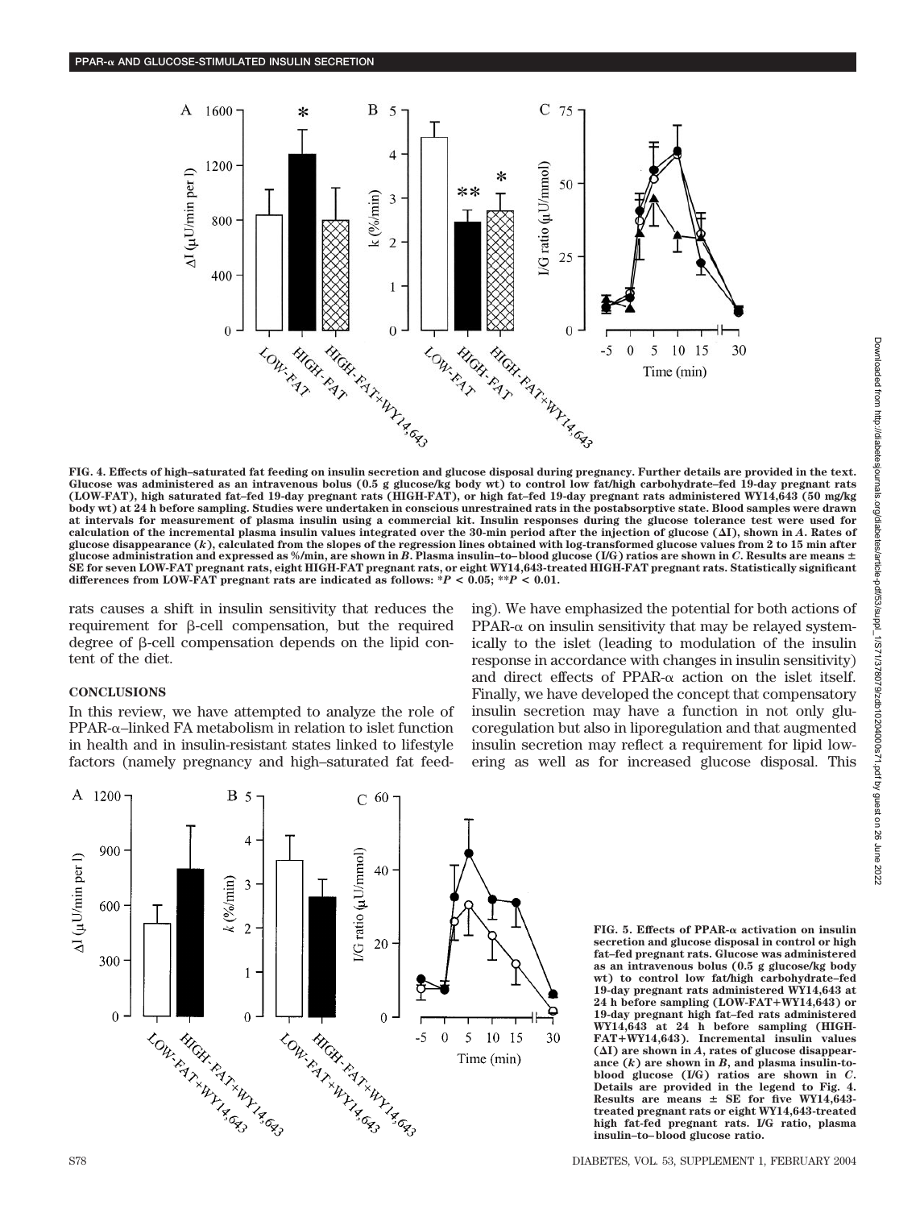FIG. 4. Effects of high–saturated fat feeding on insulin secretion and glucose disposal during pregnancy. Further details are provided in the text. Glucose was administered as an intravenous bolus (0.5 g glucose/kg body wt) to control low fat/high carbohydrate–fed 19-day pregnant rats (LOW-FAT), high saturated fat–fed 19-day pregnant rats (HIGH-FAT), or high fat–fed 19-day pregnant rats administered WY14,643 (50 mg/kg body wt) at 24 h before sampling. Studies were undertaken in conscious unrestrained rats in the postabsorptive state. Blood samples were drawn at intervals for measurement of plasma insulin using a commercial kit. Insulin responses during the glucose tolerance test were used for calculation of the incremental plasma insulin values integrated over the 30-min period after the injection of glucose (ΔI), shown in *A*. Rates of glucose disappearance (*k*), calculated from the slopes of the regression lines obtained with log-transformed glucose values from 2 to 15 min after glucose administration and expressed as %/min, are shown in *B*. Plasma insulin–to–blood glucose (I/G) ratios are shown in *C*. Results are means ± SE for seven LOW-FAT pregnant rats, eight HIGH-FAT pregnant rats, or eight WY14,643-treated HIGH-FAT pregnant rats. Statistically significant differences from LOW-FAT pregnant rats are indicated as follows: $*P < 0.05$; $**P < 0.01$.

rats causes a shift in insulin sensitivity that reduces the requirement for β-cell compensation, but the required degree of β-cell compensation depends on the lipid content of the diet.

## CONCLUSIONS

In this review, we have attempted to analyze the role of PPAR-α–linked FA metabolism in relation to islet function in health and in insulin-resistant states linked to lifestyle factors (namely pregnancy and high–saturated fat feeding). We have emphasized the potential for both actions of PPAR-α on insulin sensitivity that may be relayed systemically to the islet (leading to modulation of the insulin response in accordance with changes in insulin sensitivity) and direct effects of PPAR-α action on the islet itself. Finally, we have developed the concept that compensatory insulin secretion may have a function in not only glucoregulation but also in liporegulation and that augmented insulin secretion may reflect a requirement for lipid lowering as well as for increased glucose disposal. This

FIG. 5. Effects of PPAR-α activation on insulin secretion and glucose disposal in control or high fat–fed pregnant rats. Glucose was administered as an intravenous bolus (0.5 g glucose/kg body wt) to control low fat/high carbohydrate–fed 19-day pregnant rats administered WY14,643 at 24 h before sampling (LOW-FAT+WY14,643) or 19-day pregnant high fat–fed rats administered WY14,643 at 24 h before sampling (HIGH-FAT+WY14,643). Incremental insulin values (ΔI) are shown in *A*, rates of glucose disappearance (*k*) are shown in *B*, and plasma insulin-to-blood glucose (I/G) ratios are shown in *C*. Details are provided in the legend to Fig. 4. Results are means ± SE for five WY14,643-treated pregnant rats or eight WY14,643-treated high fat-fed pregnant rats. I/G ratio, plasma insulin–to–blood glucose ratio.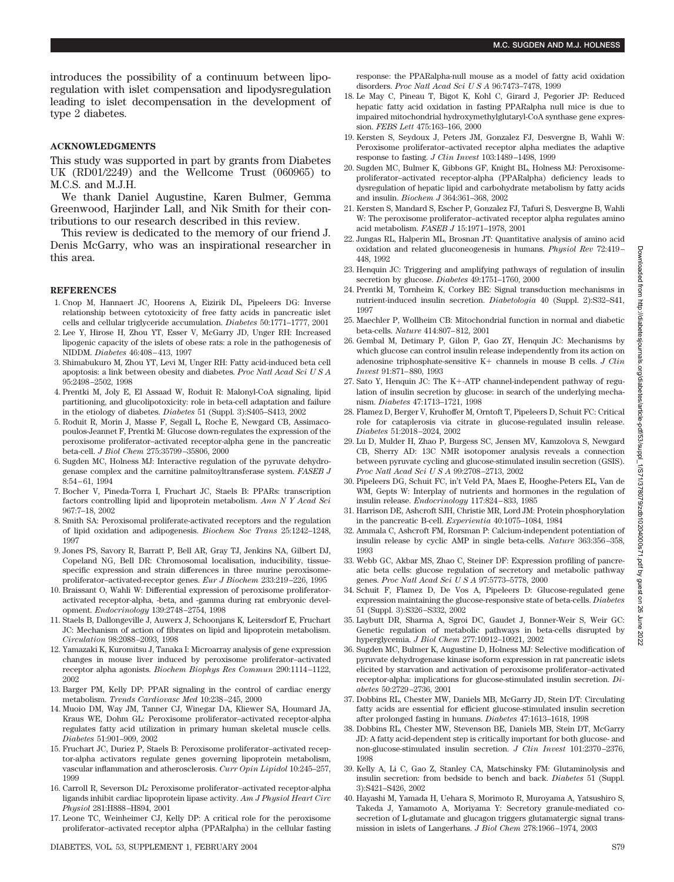introduces the possibility of a continuum between liporegulation with islet compensation and lipodysregulation leading to islet decompensation in the development of type 2 diabetes.

## ACKNOWLEDGMENTS

This study was supported in part by grants from Diabetes UK (RD01/2249) and the Wellcome Trust (060965) to M.C.S. and M.J.H.

We thank Daniel Augustine, Karen Bulmer, Gemma Greenwood, Harjinder Lall, and Nik Smith for their contributions to our research described in this review.

This review is dedicated to the memory of our friend J. Denis McGarry, who was an inspirational researcher in this area.

## REFERENCES

1. Cnop M, Hannaert JC, Hoorens A, Eizirik DL, Pipeleers DG: Inverse relationship between cytotoxicity of free fatty acids in pancreatic islet cells and cellular triglyceride accumulation. *Diabetes* 50:1771–1777, 2001
2. Lee Y, Hirose H, Zhou YT, Esser V, McGarry JD, Unger RH: Increased lipogenic capacity of the islets of obese rats: a role in the pathogenesis of NIDDM. *Diabetes* 46:408–413, 1997
3. Shimabukuro M, Zhou YT, Levi M, Unger RH: Fatty acid-induced beta cell apoptosis: a link between obesity and diabetes. *Proc Natl Acad Sci U S A* 95:2498–2502, 1998
4. Prentki M, Joly E, El Assaad W, Roduit R: Malonyl-CoA signaling, lipid partitioning, and glucolipotoxicity: role in beta-cell adaptation and failure in the etiology of diabetes. *Diabetes* 51 (Suppl. 3):S405–S413, 2002
5. Roduit R, Morin J, Masse F, Segall L, Roche E, Newgard CB, Assimacopoulos-Jeannet F, Prentki M: Glucose down-regulates the expression of the peroxisome proliferator-activated receptor-alpha gene in the pancreatic beta-cell. *J Biol Chem* 275:35799–35806, 2000
6. Sugden MC, Holness MJ: Interactive regulation of the pyruvate dehydrogenase complex and the carnitine palmitoyltransferase system. *FASEB J* 8:54–61, 1994
7. Bocher V, Pineda-Torra I, Fruchart JC, Staels B: PPARs: transcription factors controlling lipid and lipoprotein metabolism. *Ann N Y Acad Sci* 967:7–18, 2002
8. Smith SA: Peroxisomal proliferate-activated receptors and the regulation of lipid oxidation and adipogenesis. *Biochem Soc Trans* 25:1242–1248, 1997
9. Jones PS, Savory R, Barratt P, Bell AR, Gray TJ, Jenkins NA, Gilbert DJ, Copeland NG, Bell DR: Chromosomal localisation, inducibility, tissue-specific expression and strain differences in three murine peroxisome-proliferator–activated-receptor genes. *Eur J Biochem* 233:219–226, 1995
10. Braissant O, Wahli W: Differential expression of peroxisome proliferator-activated receptor-alpha, -beta, and -gamma during rat embryonic development. *Endocrinology* 139:2748–2754, 1998
11. Staels B, Dallongeville J, Auwerx J, Schoonjans K, Leitersdorf E, Fruchart JC: Mechanism of action of fibrates on lipid and lipoprotein metabolism. *Circulation* 98:2088–2093, 1998
12. Yamazaki K, Kuromitsu J, Tanaka I: Microarray analysis of gene expression changes in mouse liver induced by peroxisome proliferator–activated receptor alpha agonists. *Biochem Biophys Res Commun* 290:1114–1122, 2002
13. Barger PM, Kelly DP: PPAR signaling in the control of cardiac energy metabolism. *Trends Cardiovasc Med* 10:238–245, 2000
14. Muoio DM, Way JM, Tanner CJ, Winegar DA, Kliewer SA, Houmard JA, Kraus WE, Dohm GL: Peroxisome proliferator–activated receptor-alpha regulates fatty acid utilization in primary human skeletal muscle cells. *Diabetes* 51:901–909, 2002
15. Fruchart JC, Duriez P, Staels B: Peroxisome proliferator–activated receptor-alpha activators regulate genes governing lipoprotein metabolism, vascular inflammation and atherosclerosis. *Curr Opin Lipidol* 10:245–257, 1999
16. Carroll R, Severson DL: Peroxisome proliferator–activated receptor-alpha ligands inhibit cardiac lipoprotein lipase activity. *Am J Physiol Heart Circ Physiol* 281:H888–H894, 2001
17. Leone TC, Weinheimer CJ, Kelly DP: A critical role for the peroxisome proliferator–activated receptor alpha (PPARalpha) in the cellular fasting response: the PPARalpha-null mouse as a model of fatty acid oxidation disorders. *Proc Natl Acad Sci U S A* 96:7473–7478, 1999
18. Le May C, Pineau T, Bigot K, Kohl C, Girard J, Pegorier JP: Reduced hepatic fatty acid oxidation in fasting PPARalpha null mice is due to impaired mitochondrial hydroxymethylglutaryl-CoA synthase gene expression. *FEBS Lett* 475:163–166, 2000
19. Kersten S, Seydoux J, Peters JM, Gonzalez FJ, Desvergne B, Wahli W: Peroxisome proliferator–activated receptor alpha mediates the adaptive response to fasting. *J Clin Invest* 103:1489–1498, 1999
20. Sugden MC, Bulmer K, Gibbons GF, Knight BL, Holness MJ: Peroxisome-proliferator–activated receptor-alpha (PPARalpha) deficiency leads to dysregulation of hepatic lipid and carbohydrate metabolism by fatty acids and insulin. *Biochem J* 364:361–368, 2002
21. Kersten S, Mandard S, Escher P, Gonzalez FJ, Tafuri S, Desvergne B, Wahli W: The peroxisome proliferator–activated receptor alpha regulates amino acid metabolism. *FASEB J* 15:1971–1978, 2001
22. Jungas RL, Halperin ML, Brosnan JT: Quantitative analysis of amino acid oxidation and related gluconeogenesis in humans. *Physiol Rev* 72:419–448, 1992
23. Henquin JC: Triggering and amplifying pathways of regulation of insulin secretion by glucose. *Diabetes* 49:1751–1760, 2000
24. Prentki M, Tornheim K, Corkey BE: Signal transduction mechanisms in nutrient-induced insulin secretion. *Diabetologia* 40 (Suppl. 2):S32–S41, 1997
25. Maechler P, Wollheim CB: Mitochondrial function in normal and diabetic beta-cells. *Nature* 414:807–812, 2001
26. Gembal M, Detimary P, Gilon P, Gao ZY, Henquin JC: Mechanisms by which glucose can control insulin release independently from its action on adenosine triphosphate-sensitive K+ channels in mouse B cells. *J Clin Invest* 91:871–880, 1993
27. Sato Y, Henquin JC: The K+-ATP channel-independent pathway of regulation of insulin secretion by glucose: in search of the underlying mechanism. *Diabetes* 47:1713–1721, 1998
28. Flamez D, Berger V, Kruhoffer M, Orntoft T, Pipeleers D, Schuit FC: Critical role for cataplerosis via citrate in glucose-regulated insulin release. *Diabetes* 51:2018–2024, 2002
29. Lu D, Mulder H, Zhao P, Burgess SC, Jensen MV, Kamzolova S, Newgard CB, Sherry AD: 13C NMR isotopomer analysis reveals a connection between pyruvate cycling and glucose-stimulated insulin secretion (GSIS). *Proc Natl Acad Sci U S A* 99:2708–2713, 2002
30. Pipeleers DG, Schuit FC, in't Veld PA, Maes E, Hooghe-Peters EL, Van de WM, Gepts W: Interplay of nutrients and hormones in the regulation of insulin release. *Endocrinology* 117:824–833, 1985
31. Harrison DE, Ashcroft SJH, Christie MR, Lord JM: Protein phosphorylation in the pancreatic B-cell. *Experientia* 40:1075–1084, 1984
32. Ammala C, Ashcroft FM, Rorsman P: Calcium-independent potentiation of insulin release by cyclic AMP in single beta-cells. *Nature* 363:356–358, 1993
33. Webb GC, Akbar MS, Zhao C, Steiner DF: Expression profiling of pancreatic beta cells: glucose regulation of secretory and metabolic pathway genes. *Proc Natl Acad Sci U S A* 97:5773–5778, 2000
34. Schuit F, Flamez D, De Vos A, Pipeleers D: Glucose-regulated gene expression maintaining the glucose-responsive state of beta-cells. *Diabetes* 51 (Suppl. 3):S326–S332, 2002
35. Laybutt DR, Sharma A, Sgroi DC, Gaudet J, Bonner-Weir S, Weir GC: Genetic regulation of metabolic pathways in beta-cells disrupted by hyperglycemia. *J Biol Chem* 277:10912–10921, 2002
36. Sugden MC, Bulmer K, Augustine D, Holness MJ: Selective modification of pyruvate dehydrogenase kinase isoform expression in rat pancreatic islets elicited by starvation and activation of peroxisome proliferator–activated receptor-alpha: implications for glucose-stimulated insulin secretion. *Diabetes* 50:2729–2736, 2001
37. Dobbins RL, Chester MW, Daniels MB, McGarry JD, Stein DT: Circulating fatty acids are essential for efficient glucose-stimulated insulin secretion after prolonged fasting in humans. *Diabetes* 47:1613–1618, 1998
38. Dobbins RL, Chester MW, Stevenson BE, Daniels MB, Stein DT, McGarry JD: A fatty acid-dependent step is critically important for both glucose- and non-glucose-stimulated insulin secretion. *J Clin Invest* 101:2370–2376, 1998
39. Kelly A, Li C, Gao Z, Stanley CA, Matschinsky FM: Glutaminolysis and insulin secretion: from bedside to bench and back. *Diabetes* 51 (Suppl. 3):S421–S426, 2002
40. Hayashi M, Yamada H, Uehara S, Morimoto R, Muroyama A, Yatsushiro S, Takeda J, Yamamoto A, Moriyama Y: Secretory granule-mediated co-secretion of L-glutamate and glucagon triggers glutamatergic signal transmission in islets of Langerhans. *J Biol Chem* 278:1966–1974, 2003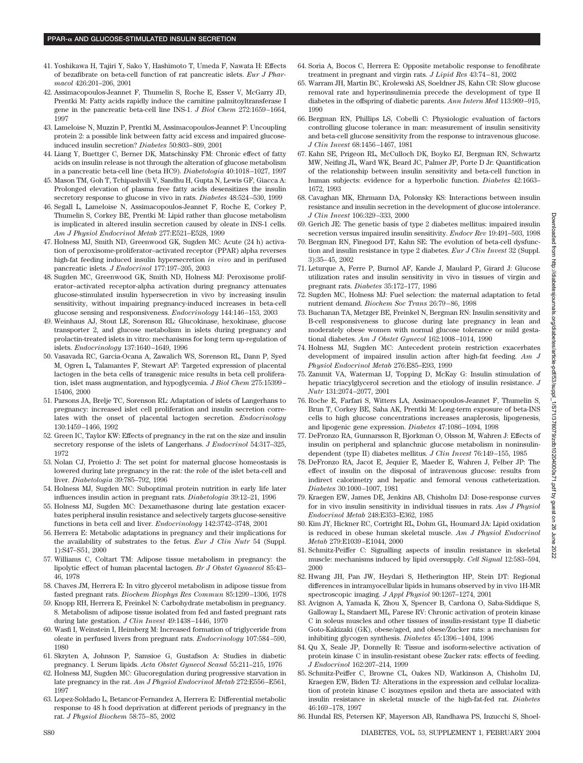41. Yoshikawa H, Tajiri Y, Sako Y, Hashimoto T, Umeda F, Nawata H: Effects of bezafibrate on beta-cell function of rat pancreatic islets. *Eur J Pharmacol* 426:201–206, 2001
42. Assimacopoulos-Jeannet F, Thumelin S, Roche E, Esser V, McGarry JD, Prentki M: Fatty acids rapidly induce the carnitine palmitoyltransferase I gene in the pancreatic beta-cell line INS-1. *J Biol Chem* 272:1659–1664, 1997
43. Lameloise N, Muzzin P, Prentki M, Assimacopoulos-Jeannet F: Uncoupling protein 2: a possible link between fatty acid excess and impaired glucose-induced insulin secretion? *Diabetes* 50:803–809, 2001
44. Liang Y, Buettger C, Berner DK, Matschinsky FM: Chronic effect of fatty acids on insulin release is not through the alteration of glucose metabolism in a pancreatic beta-cell line (beta HC9). *Diabetologia* 40:1018–1027, 1997
45. Mason TM, Goh T, Tchipashvili V, Sandhu H, Gupta N, Lewis GF, Giacca A: Prolonged elevation of plasma free fatty acids desensitizes the insulin secretory response to glucose in vivo in rats. *Diabetes* 48:524–530, 1999
46. Segall L, Lameloise N, Assimacopoulos-Jeannet F, Roche E, Corkey P, Thumelin S, Corkey BE, Prentki M: Lipid rather than glucose metabolism is implicated in altered insulin secretion caused by oleate in INS-1 cells. *Am J Physiol Endocrinol Metab* 277:E521–E528, 1999
47. Holness MJ, Smith ND, Greenwood GK, Sugden MC: Acute (24 h) activation of peroxisome-proliferator–activated receptor (PPAR) alpha reverses high-fat feeding induced insulin hypersecretion *in vivo* and in perifused pancreatic islets. *J Endocrinol* 177:197–205, 2003
48. Sugden MC, Greenwood GK, Smith ND, Holness MJ: Peroxisome proliferator–activated receptor-alpha activation during pregnancy attenuates glucose-stimulated insulin hypersecretion in vivo by increasing insulin sensitivity, without impairing pregnancy-induced increases in beta-cell glucose sensing and responsiveness. *Endocrinology* 144:146–153, 2003
49. Weinhaus AJ, Stout LE, Sorenson RL: Glucokinase, hexokinase, glucose transporter 2, and glucose metabolism in islets during pregnancy and prolactin-treated islets in vitro: mechanisms for long term up-regulation of islets. *Endocrinology* 137:1640–1649, 1996
50. Vasavada RC, Garcia-Ocana A, Zawalich WS, Sorenson RL, Dann P, Syed M, Ogren L, Talamantes F, Stewart AF: Targeted expression of placental lactogen in the beta cells of transgenic mice results in beta cell proliferation, islet mass augmentation, and hypoglycemia. *J Biol Chem* 275:15399–15406, 2000
51. Parsons JA, Brelje TC, Sorenson RL: Adaptation of islets of Langerhans to pregnancy: increased islet cell proliferation and insulin secretion correlates with the onset of placental lactogen secretion. *Endocrinology* 130:1459–1466, 1992
52. Green IC, Taylor KW: Effects of pregnancy in the rat on the size and insulin secretory response of the islets of Langerhans. *J Endocrinol* 54:317–325, 1972
53. Nolan CJ, Proietto J: The set point for maternal glucose homoeostasis is lowered during late pregnancy in the rat: the role of the islet beta-cell and liver. *Diabetologia* 39:785–792, 1996
54. Holness MJ, Sugden MC: Suboptimal protein nutrition in early life later influences insulin action in pregnant rats. *Diabetologia* 39:12–21, 1996
55. Holness MJ, Sugden MC: Dexamethasone during late gestation exacerbates peripheral insulin resistance and selectively targets glucose-sensitive functions in beta cell and liver. *Endocrinology* 142:3742–3748, 2001
56. Herrera E: Metabolic adaptations in pregnancy and their implications for the availability of substrates to the fetus. *Eur J Clin Nutr* 54 (Suppl. 1):S47–S51, 2000
57. Williams C, Coltart TM: Adipose tissue metabolism in pregnancy: the lipolytic effect of human placental lactogen. *Br J Obstet Gynaecol* 85:43–46, 1978
58. Chaves JM, Herrera E: In vitro glycerol metabolism in adipose tissue from fasted pregnant rats. *Biochem Biophys Res Commun* 85:1299–1306, 1978
59. Knopp RH, Herrera E, Freinkel N: Carbohydrate metabolism in pregnancy. 8. Metabolism of adipose tissue isolated from fed and fasted pregnant rats during late gestation. *J Clin Invest* 49:1438–1446, 1970
60. Wasfi I, Weinstein I, Heimberg M: Increased formation of triglyceride from oleate in perfused livers from pregnant rats. *Endocrinology* 107:584–590, 1980
61. Skryten A, Johnson P, Samsioe G, Gustafson A: Studies in diabetic pregnancy. I. Serum lipids. *Acta Obstet Gynecol Scand* 55:211–215, 1976
62. Holness MJ, Sugden MC: Glucoregulation during progressive starvation in late pregnancy in the rat. *Am J Physiol Endocrinol Metab* 272:E556–E561, 1997
63. Lopez-Soldado L, Betancor-Fernandez A, Herrera E: Differential metabolic response to 48 h food deprivation at different periods of pregnancy in the rat. *J Physiol Biochem* 58:75–85, 2002
64. Soria A, Bocos C, Herrera E: Opposite metabolic response to fenofibrate treatment in pregnant and virgin rats. *J Lipid Res* 43:74–81, 2002
65. Warram JH, Martin BC, Krolewski AS, Soeldner JS, Kahn CR: Slow glucose removal rate and hyperinsulinemia precede the development of type II diabetes in the offspring of diabetic parents. *Ann Intern Med* 113:909–915, 1990
66. Bergman RN, Phillips LS, Cobelli C: Physiologic evaluation of factors controlling glucose tolerance in man: measurement of insulin sensitivity and beta-cell glucose sensitivity from the response to intravenous glucose. *J Clin Invest* 68:1456–1467, 1981
67. Kahn SE, Prigeon RL, McCulloch DK, Boyko EJ, Bergman RN, Schwartz MW, Neifing JL, Ward WK, Beard JC, Palmer JP, Porte D Jr: Quantification of the relationship between insulin sensitivity and beta-cell function in human subjects: evidence for a hyperbolic function. *Diabetes* 42:1663–1672, 1993
68. Cavaghan MK, Ehrmann DA, Polonsky KS: Interactions between insulin resistance and insulin secretion in the development of glucose intolerance. *J Clin Invest* 106:329–333, 2000
69. Gerich JE: The genetic basis of type 2 diabetes mellitus: impaired insulin secretion versus impaired insulin sensitivity. *Endocr Rev* 19:491–503, 1998
70. Bergman RN, Finegood DT, Kahn SE: The evolution of beta-cell dysfunction and insulin resistance in type 2 diabetes. *Eur J Clin Invest* 32 (Suppl. 3):35–45, 2002
71. Leturque A, Ferre P, Burnol AF, Kande J, Maulard P, Girard J: Glucose utilization rates and insulin sensitivity in vivo in tissues of virgin and pregnant rats. *Diabetes* 35:172–177, 1986
72. Sugden MC, Holness MJ: Fuel selection: the maternal adaptation to fetal nutrient demand. *Biochem Soc Trans* 26:79–86, 1998
73. Buchanan TA, Metzger BE, Freinkel N, Bergman RN: Insulin sensitivity and B-cell responsiveness to glucose during late pregnancy in lean and moderately obese women with normal glucose tolerance or mild gestational diabetes. *Am J Obstet Gynecol* 162:1008–1014, 1990
74. Holness MJ, Sugden MC: Antecedent protein restriction exacerbates development of impaired insulin action after high-fat feeding. *Am J Physiol Endocrinol Metab* 276:E85–E93, 1999
75. Zammit VA, Waterman IJ, Topping D, McKay G: Insulin stimulation of hepatic triacylglycerol secretion and the etiology of insulin resistance. *J Nutr* 131:2074–2077, 2001
76. Roche E, Farfari S, Witters LA, Assimacopoulos-Jeannet F, Thumelin S, Brun T, Corkey BE, Saha AK, Prentki M: Long-term exposure of beta-INS cells to high glucose concentrations increases anaplerosis, lipogenesis, and lipogenic gene expression. *Diabetes* 47:1086–1094, 1998
77. DeFronzo RA, Gunnarsson R, Bjorkman O, Olsson M, Wahren J: Effects of insulin on peripheral and splanchnic glucose metabolism in noninsulin-dependent (type II) diabetes mellitus. *J Clin Invest* 76:149–155, 1985
78. DeFronzo RA, Jacot E, Jequier E, Maeder E, Wahren J, Felber JP: The effect of insulin on the disposal of intravenous glucose: results from indirect calorimetry and hepatic and femoral venous catheterization. *Diabetes* 30:1000–1007, 1981
79. Kraegen EW, James DE, Jenkins AB, Chisholm DJ: Dose-response curves for in vivo insulin sensitivity in individual tissues in rats. *Am J Physiol Endocrinol Metab* 248:E353–E362, 1985
80. Kim JY, Hickner RC, Cortright RL, Dohm GL, Houmard JA: Lipid oxidation is reduced in obese human skeletal muscle. *Am J Physiol Endocrinol Metab* 279:E1039–E1044, 2000
81. Schmitz-Peiffer C: Signalling aspects of insulin resistance in skeletal muscle: mechanisms induced by lipid oversupply. *Cell Signal* 12:583–594, 2000
82. Hwang JH, Pan JW, Heydari S, Hetherington HP, Stein DT: Regional differences in intramyocellular lipids in humans observed by in vivo 1H-MR spectroscopic imaging. *J Appl Physiol* 90:1267–1274, 2001
83. Avignon A, Yamada K, Zhou X, Spencer B, Cardona O, Saba-Siddique S, Galloway L, Standaert ML, Farese RV: Chronic activation of protein kinase C in soleus muscles and other tissues of insulin-resistant type II diabetic Goto-Kakizaki (GK), obese/aged, and obese/Zucker rats: a mechanism for inhibiting glycogen synthesis. *Diabetes* 45:1396–1404, 1996
84. Qu X, Seale JP, Donnelly R: Tissue and isoform-selective activation of protein kinase C in insulin-resistant obese Zucker rats: effects of feeding. *J Endocrinol* 162:207–214, 1999
85. Schmitz-Peiffer C, Browne CL, Oakes ND, Watkinson A, Chisholm DJ, Kraegen EW, Biden TJ: Alterations in the expression and cellular localization of protein kinase C isozymes epsilon and theta are associated with insulin resistance in skeletal muscle of the high-fat-fed rat. *Diabetes* 46:169–178, 1997
86. Hundal RS, Petersen KF, Mayerson AB, Randhawa PS, Inzucchi S, Shoel-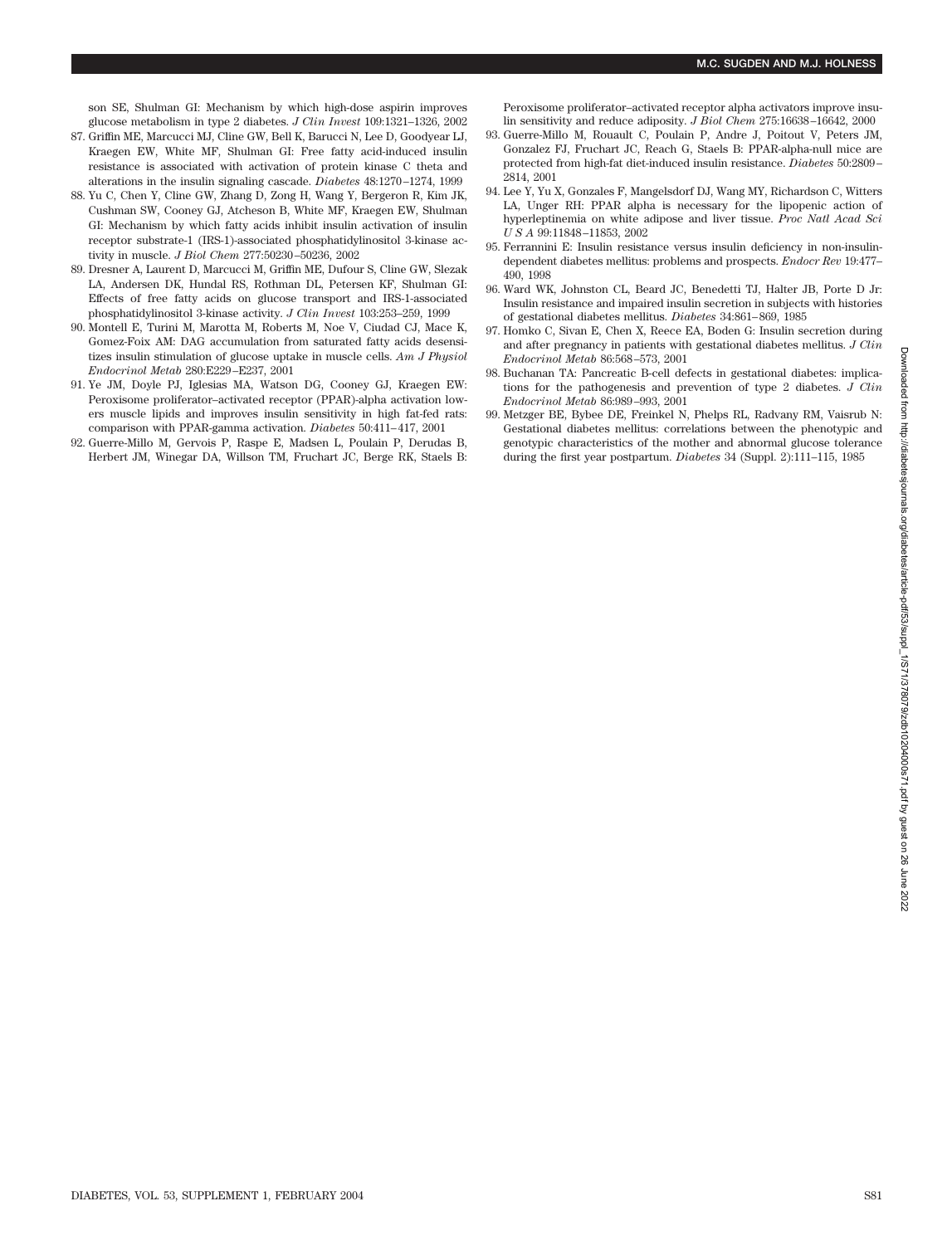son SE, Shulman GI: Mechanism by which high-dose aspirin improves glucose metabolism in type 2 diabetes. *J Clin Invest* 109:1321–1326, 2002

87. Griffin ME, Marcucci MJ, Cline GW, Bell K, Barucci N, Lee D, Goodyear LJ, Kraegen EW, White MF, Shulman GI: Free fatty acid-induced insulin resistance is associated with activation of protein kinase C theta and alterations in the insulin signaling cascade. *Diabetes* 48:1270–1274, 1999
88. Yu C, Chen Y, Cline GW, Zhang D, Zong H, Wang Y, Bergeron R, Kim JK, Cushman SW, Cooney GJ, Atcheson B, White MF, Kraegen EW, Shulman GI: Mechanism by which fatty acids inhibit insulin activation of insulin receptor substrate-1 (IRS-1)-associated phosphatidylinositol 3-kinase activity in muscle. *J Biol Chem* 277:50230–50236, 2002
89. Dresner A, Laurent D, Marcucci M, Griffin ME, Dufour S, Cline GW, Slezak LA, Andersen DK, Hundal RS, Rothman DL, Petersen KF, Shulman GI: Effects of free fatty acids on glucose transport and IRS-1-associated phosphatidylinositol 3-kinase activity. *J Clin Invest* 103:253–259, 1999
90. Montell E, Turini M, Marotta M, Roberts M, Noe V, Ciudad CJ, Mace K, Gomez-Foix AM: DAG accumulation from saturated fatty acids desensitizes insulin stimulation of glucose uptake in muscle cells. *Am J Physiol Endocrinol Metab* 280:E229–E237, 2001
91. Ye JM, Doyle PJ, Iglesias MA, Watson DG, Cooney GJ, Kraegen EW: Peroxisome proliferator–activated receptor (PPAR)-alpha activation lowers muscle lipids and improves insulin sensitivity in high fat-fed rats: comparison with PPAR-gamma activation. *Diabetes* 50:411–417, 2001
92. Guerre-Millo M, Gervois P, Raspe E, Madsen L, Poulain P, Derudas B, Herbert JM, Winegar DA, Willson TM, Fruchart JC, Berge RK, Staels B: Peroxisome proliferator–activated receptor alpha activators improve insulin sensitivity and reduce adiposity. *J Biol Chem* 275:16638–16642, 2000
93. Guerre-Millo M, Rouault C, Poulain P, Andre J, Poitout V, Peters JM, Gonzalez FJ, Fruchart JC, Reach G, Staels B: PPAR-alpha-null mice are protected from high-fat diet-induced insulin resistance. *Diabetes* 50:2809–2814, 2001
94. Lee Y, Yu X, Gonzales F, Mangelsdorf DJ, Wang MY, Richardson C, Witters LA, Unger RH: PPAR alpha is necessary for the lipopenic action of hyperleptinemia on white adipose and liver tissue. *Proc Natl Acad Sci U S A* 99:11848–11853, 2002
95. Ferrannini E: Insulin resistance versus insulin deficiency in non-insulin-dependent diabetes mellitus: problems and prospects. *Endocr Rev* 19:477–490, 1998
96. Ward WK, Johnston CL, Beard JC, Benedetti TJ, Halter JB, Porte D Jr: Insulin resistance and impaired insulin secretion in subjects with histories of gestational diabetes mellitus. *Diabetes* 34:861–869, 1985
97. Homko C, Sivan E, Chen X, Reece EA, Boden G: Insulin secretion during and after pregnancy in patients with gestational diabetes mellitus. *J Clin Endocrinol Metab* 86:568–573, 2001
98. Buchanan TA: Pancreatic B-cell defects in gestational diabetes: implications for the pathogenesis and prevention of type 2 diabetes. *J Clin Endocrinol Metab* 86:989–993, 2001
99. Metzger BE, Bybee DE, Freinkel N, Phelps RL, Radvany RM, Vaisrub N: Gestational diabetes mellitus: correlations between the phenotypic and genotypic characteristics of the mother and abnormal glucose tolerance during the first year postpartum. *Diabetes* 34 (Suppl. 2):111–115, 1985